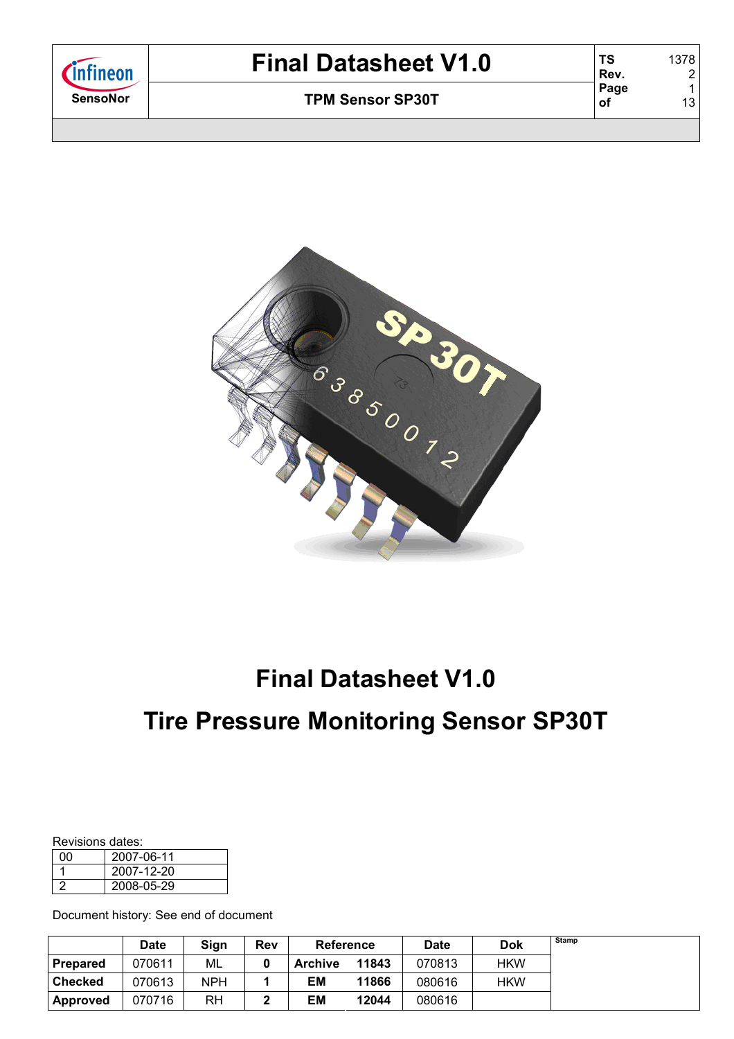# Final Datasheet V1.0

# Tire Pressure Monitoring Sensor SP30T

Revisions dates:

| | |
|---|---|
| 00 | 2007-06-11 |
| 1 | 2007-12-20 |
| 2 | 2008-05-29 |

Document history: See end of document

| | Date | Sign | Rev | Reference | | Date | Dok | Stamp |
|---|---|---|---|---|---|---|---|---|
| Prepared | 070611 | ML | 0 | Archive | 11843 | 070813 | HKW | |
| Checked | 070613 | NPH | 1 | EM | 11866 | 080616 | HKW | |
| Approved | 070716 | RH | 2 | EM | 12044 | 080616 | | |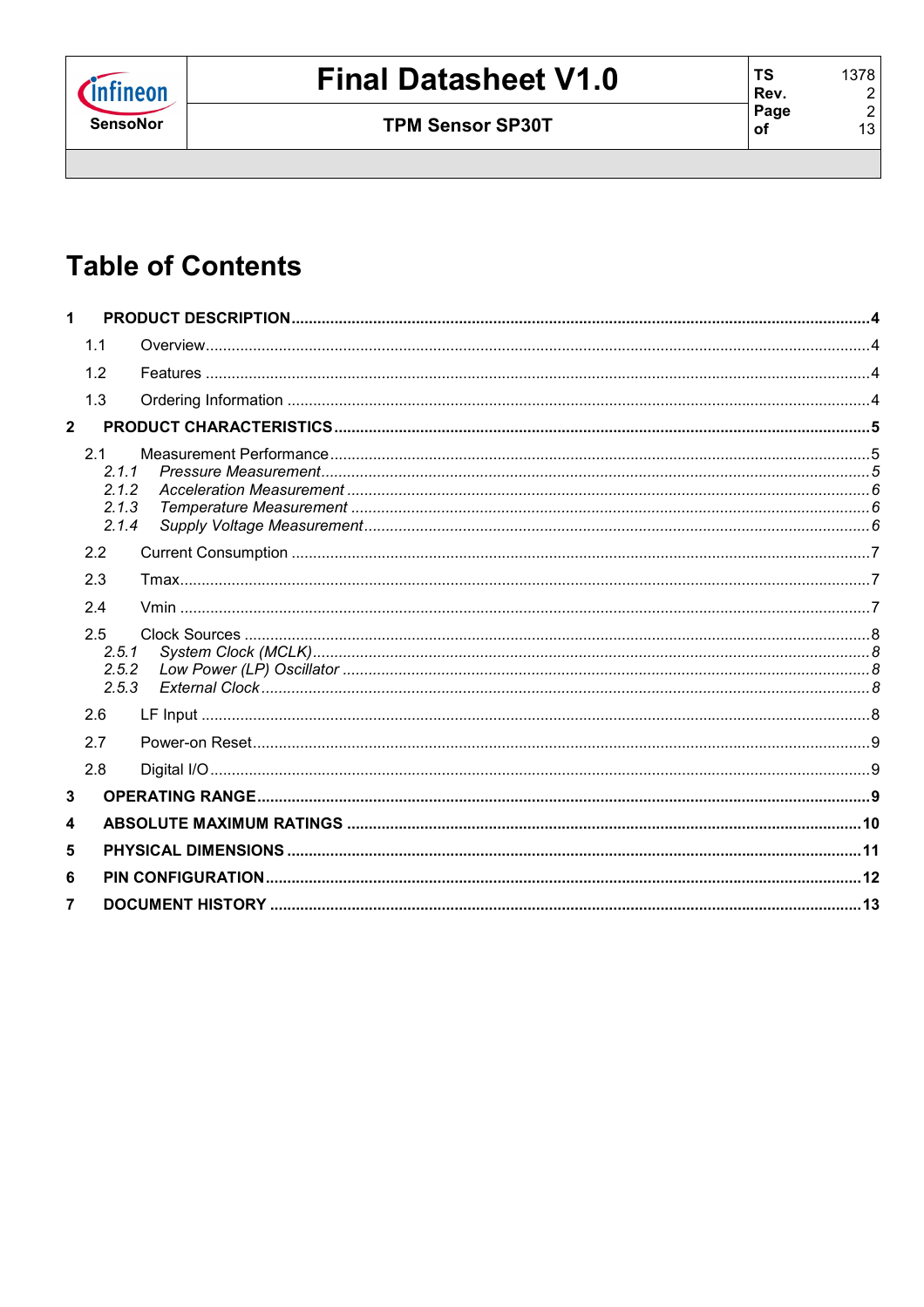# Table of Contents

**1 PRODUCT DESCRIPTION** .......... **4**

- 1.1 Overview .......... 4
- 1.2 Features .......... 4
- 1.3 Ordering Information .......... 4

**2 PRODUCT CHARACTERISTICS** .......... **5**

- 2.1 Measurement Performance .......... 5
  - *2.1.1 Pressure Measurement .......... 5*
  - *2.1.2 Acceleration Measurement .......... 6*
  - *2.1.3 Temperature Measurement .......... 6*
  - *2.1.4 Supply Voltage Measurement .......... 6*
- 2.2 Current Consumption .......... 7
- 2.3 Tmax .......... 7
- 2.4 Vmin .......... 7
- 2.5 Clock Sources .......... 8
  - *2.5.1 System Clock (MCLK) .......... 8*
  - *2.5.2 Low Power (LP) Oscillator .......... 8*
  - *2.5.3 External Clock .......... 8*
- 2.6 LF Input .......... 8
- 2.7 Power-on Reset .......... 9
- 2.8 Digital I/O .......... 9

**3 OPERATING RANGE** .......... **9**

**4 ABSOLUTE MAXIMUM RATINGS** .......... **10**

**5 PHYSICAL DIMENSIONS** .......... **11**

**6 PIN CONFIGURATION** .......... **12**

**7 DOCUMENT HISTORY** .......... **13**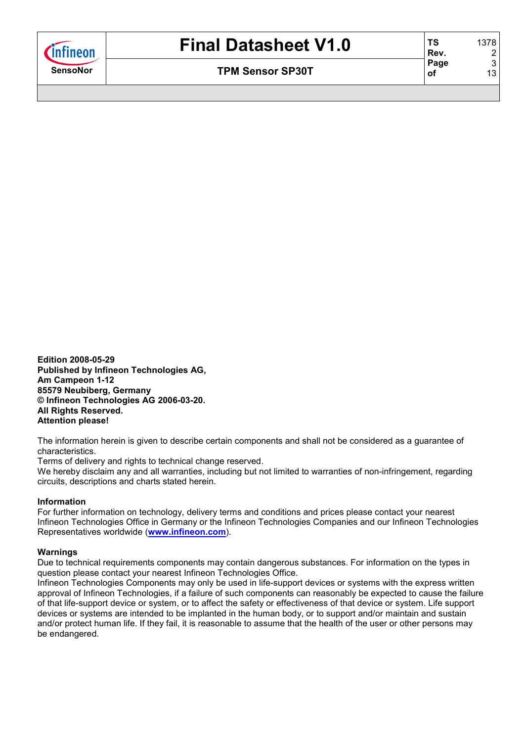**Edition 2008-05-29**
**Published by Infineon Technologies AG,**
**Am Campeon 1-12**
**85579 Neubiberg, Germany**
**© Infineon Technologies AG 2006-03-20.**
**All Rights Reserved.**
**Attention please!**

The information herein is given to describe certain components and shall not be considered as a guarantee of characteristics.
Terms of delivery and rights to technical change reserved.
We hereby disclaim any and all warranties, including but not limited to warranties of non-infringement, regarding circuits, descriptions and charts stated herein.

**Information**
For further information on technology, delivery terms and conditions and prices please contact your nearest Infineon Technologies Office in Germany or the Infineon Technologies Companies and our Infineon Technologies Representatives worldwide (**www.infineon.com**).

**Warnings**
Due to technical requirements components may contain dangerous substances. For information on the types in question please contact your nearest Infineon Technologies Office.
Infineon Technologies Components may only be used in life-support devices or systems with the express written approval of Infineon Technologies, if a failure of such components can reasonably be expected to cause the failure of that life-support device or system, or to affect the safety or effectiveness of that device or system. Life support devices or systems are intended to be implanted in the human body, or to support and/or maintain and sustain and/or protect human life. If they fail, it is reasonable to assume that the health of the user or other persons may be endangered.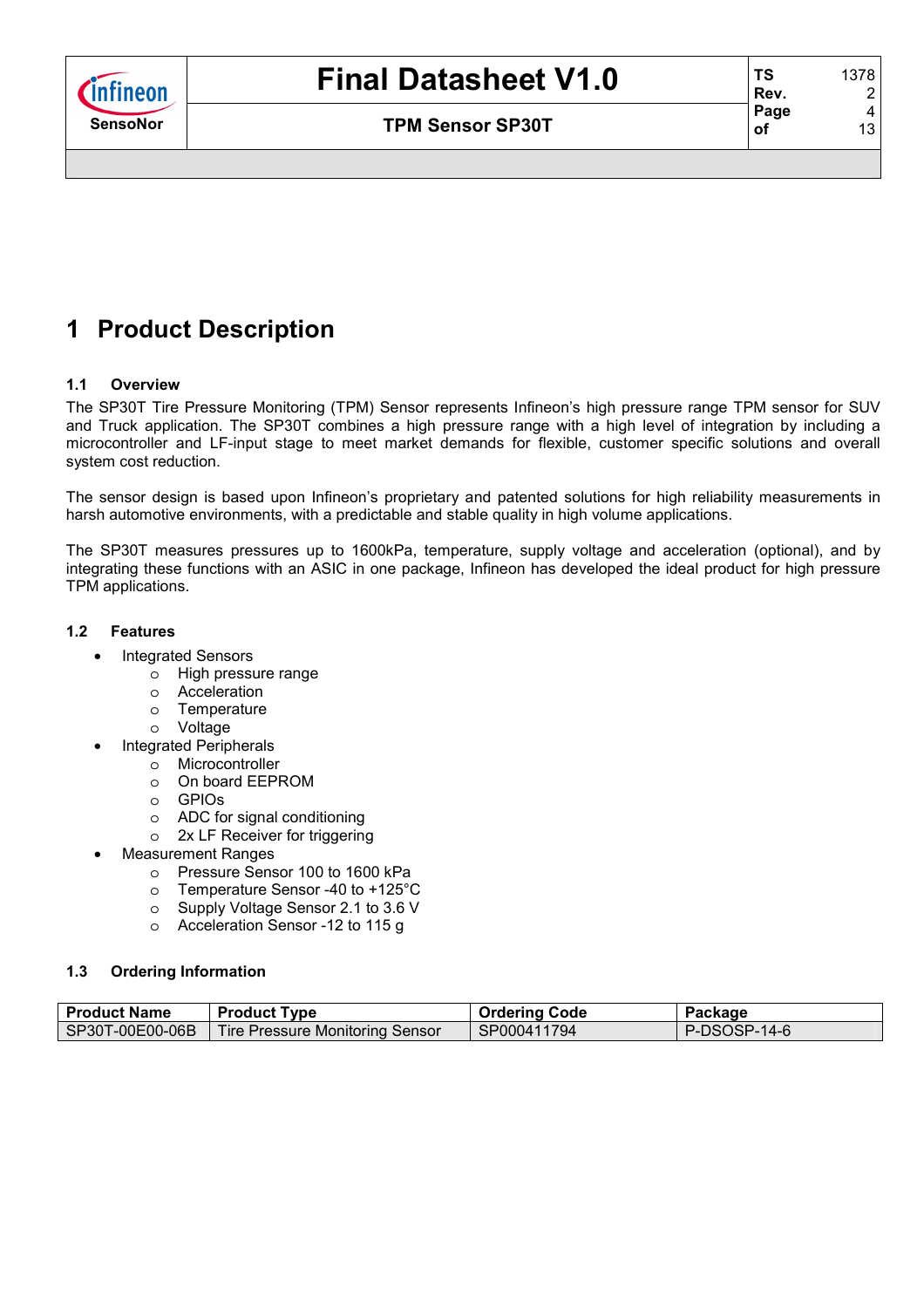# 1 Product Description

### 1.1 Overview

The SP30T Tire Pressure Monitoring (TPM) Sensor represents Infineon's high pressure range TPM sensor for SUV and Truck application. The SP30T combines a high pressure range with a high level of integration by including a microcontroller and LF-input stage to meet market demands for flexible, customer specific solutions and overall system cost reduction.

The sensor design is based upon Infineon's proprietary and patented solutions for high reliability measurements in harsh automotive environments, with a predictable and stable quality in high volume applications.

The SP30T measures pressures up to 1600kPa, temperature, supply voltage and acceleration (optional), and by integrating these functions with an ASIC in one package, Infineon has developed the ideal product for high pressure TPM applications.

### 1.2 Features

- Integrated Sensors
  - High pressure range
  - Acceleration
  - Temperature
  - Voltage
- Integrated Peripherals
  - Microcontroller
  - On board EEPROM
  - GPIOs
  - ADC for signal conditioning
  - 2x LF Receiver for triggering
- Measurement Ranges
  - Pressure Sensor 100 to 1600 kPa
  - Temperature Sensor -40 to +125°C
  - Supply Voltage Sensor 2.1 to 3.6 V
  - Acceleration Sensor -12 to 115 g

### 1.3 Ordering Information

| Product Name | Product Type | Ordering Code | Package |
|---|---|---|---|
| SP30T-00E00-06B | Tire Pressure Monitoring Sensor | SP000411794 | P-DSOSP-14-6 |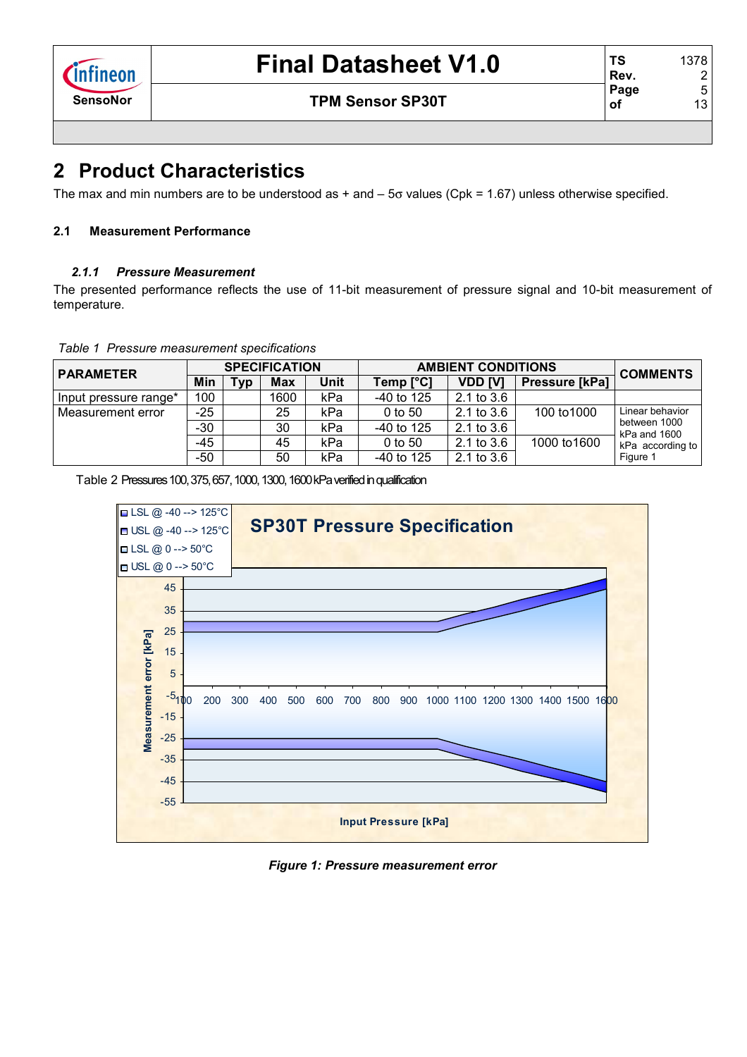## 2 Product Characteristics

The max and min numbers are to be understood as + and – 5σ values (Cpk = 1.67) unless otherwise specified.

### 2.1 Measurement Performance

#### *2.1.1 Pressure Measurement*

The presented performance reflects the use of 11-bit measurement of pressure signal and 10-bit measurement of temperature.

*Table 1 Pressure measurement specifications*

| PARAMETER | SPECIFICATION | | | | AMBIENT CONDITIONS | | | COMMENTS |
|---|---|---|---|---|---|---|---|---|
| | Min | Typ | Max | Unit | Temp [°C] | VDD [V] | Pressure [kPa] | |
| Input pressure range* | 100 | | 1600 | kPa | -40 to 125 | 2.1 to 3.6 | | |
| Measurement error | -25 | | 25 | kPa | 0 to 50 | 2.1 to 3.6 | 100 to1000 | Linear behavior between 1000 kPa and 1600 kPa according to Figure 1 |
| | -30 | | 30 | kPa | -40 to 125 | 2.1 to 3.6 | | |
| | -45 | | 45 | kPa | 0 to 50 | 2.1 to 3.6 | 1000 to1600 | |
| | -50 | | 50 | kPa | -40 to 125 | 2.1 to 3.6 | | |

Table 2 Pressures 100, 375, 657, 1000, 1300, 1600 kPa verified in qualification

*Figure 1: Pressure measurement error*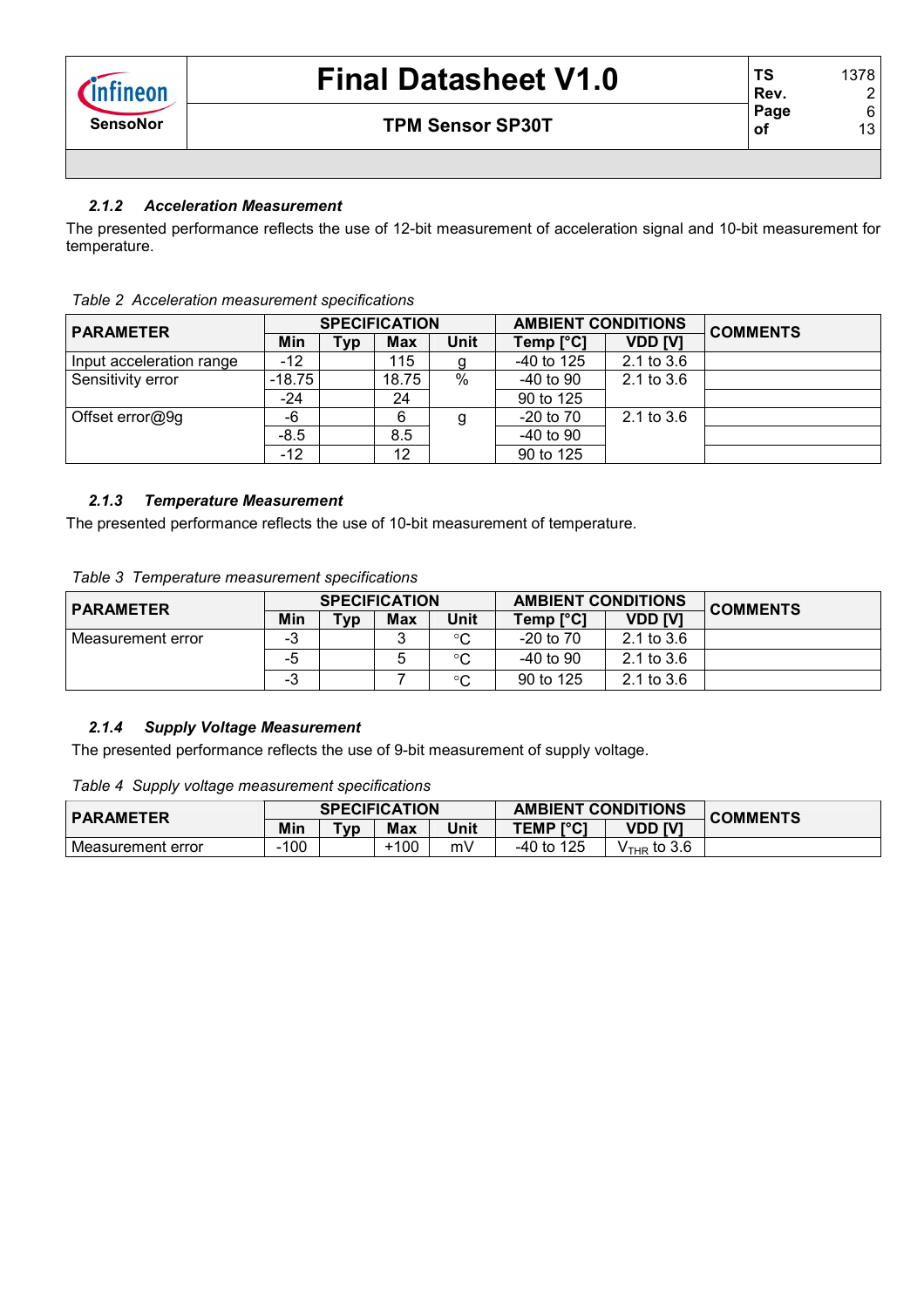### *2.1.2 Acceleration Measurement*

The presented performance reflects the use of 12-bit measurement of acceleration signal and 10-bit measurement for temperature.

*Table 2 Acceleration measurement specifications*

| PARAMETER | SPECIFICATION | | | | AMBIENT CONDITIONS | | COMMENTS |
|---|---|---|---|---|---|---|---|
| | Min | Typ | Max | Unit | Temp [°C] | VDD [V] | |
| Input acceleration range | -12 | | 115 | g | -40 to 125 | 2.1 to 3.6 | |
| Sensitivity error | -18.75 | | 18.75 | % | -40 to 90 | 2.1 to 3.6 | |
| | -24 | | 24 | | 90 to 125 | | |
| Offset error@9g | -6 | | 6 | g | -20 to 70 | 2.1 to 3.6 | |
| | -8.5 | | 8.5 | | -40 to 90 | | |
| | -12 | | 12 | | 90 to 125 | | |

### *2.1.3 Temperature Measurement*

The presented performance reflects the use of 10-bit measurement of temperature.

*Table 3 Temperature measurement specifications*

| PARAMETER | SPECIFICATION | | | | AMBIENT CONDITIONS | | COMMENTS |
|---|---|---|---|---|---|---|---|
| | Min | Typ | Max | Unit | Temp [°C] | VDD [V] | |
| Measurement error | -3 | | 3 | °C | -20 to 70 | 2.1 to 3.6 | |
| | -5 | | 5 | °C | -40 to 90 | 2.1 to 3.6 | |
| | -3 | | 7 | °C | 90 to 125 | 2.1 to 3.6 | |

### *2.1.4 Supply Voltage Measurement*

The presented performance reflects the use of 9-bit measurement of supply voltage.

*Table 4 Supply voltage measurement specifications*

| PARAMETER | SPECIFICATION | | | | AMBIENT CONDITIONS | | COMMENTS |
|---|---|---|---|---|---|---|---|
| | Min | Typ | Max | Unit | TEMP [°C] | VDD [V] | |
| Measurement error | -100 | | +100 | mV | -40 to 125 | $V_{THR}$ to 3.6 | |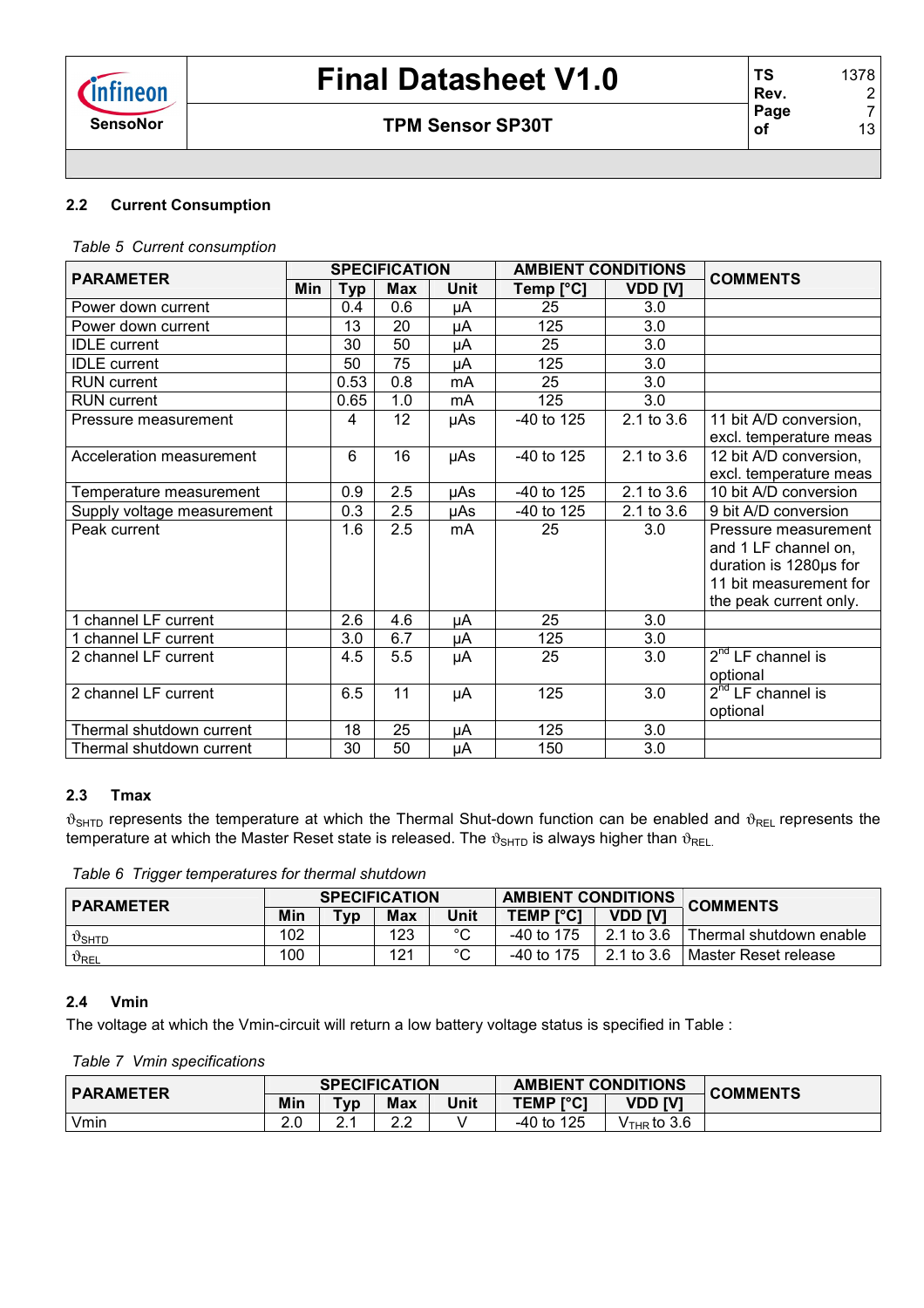## 2.2 Current Consumption

*Table 5 Current consumption*

| PARAMETER | SPECIFICATION | | | | AMBIENT CONDITIONS | | COMMENTS |
|---|---|---|---|---|---|---|---|
| | Min | Typ | Max | Unit | Temp [°C] | VDD [V] | |
| Power down current | | 0.4 | 0.6 | µA | 25 | 3.0 | |
| Power down current | | 13 | 20 | µA | 125 | 3.0 | |
| IDLE current | | 30 | 50 | µA | 25 | 3.0 | |
| IDLE current | | 50 | 75 | µA | 125 | 3.0 | |
| RUN current | | 0.53 | 0.8 | mA | 25 | 3.0 | |
| RUN current | | 0.65 | 1.0 | mA | 125 | 3.0 | |
| Pressure measurement | | 4 | 12 | µAs | -40 to 125 | 2.1 to 3.6 | 11 bit A/D conversion, excl. temperature meas |
| Acceleration measurement | | 6 | 16 | µAs | -40 to 125 | 2.1 to 3.6 | 12 bit A/D conversion, excl. temperature meas |
| Temperature measurement | | 0.9 | 2.5 | µAs | -40 to 125 | 2.1 to 3.6 | 10 bit A/D conversion |
| Supply voltage measurement | | 0.3 | 2.5 | µAs | -40 to 125 | 2.1 to 3.6 | 9 bit A/D conversion |
| Peak current | | 1.6 | 2.5 | mA | 25 | 3.0 | Pressure measurement and 1 LF channel on, duration is 1280µs for 11 bit measurement for the peak current only. |
| 1 channel LF current | | 2.6 | 4.6 | µA | 25 | 3.0 | |
| 1 channel LF current | | 3.0 | 6.7 | µA | 125 | 3.0 | |
| 2 channel LF current | | 4.5 | 5.5 | µA | 25 | 3.0 | $2^{nd}$ LF channel is optional |
| 2 channel LF current | | 6.5 | 11 | µA | 125 | 3.0 | $2^{nd}$ LF channel is optional |
| Thermal shutdown current | | 18 | 25 | µA | 125 | 3.0 | |
| Thermal shutdown current | | 30 | 50 | µA | 150 | 3.0 | |

## 2.3 Tmax

$\vartheta_{SHTD}$ represents the temperature at which the Thermal Shut-down function can be enabled and $\vartheta_{REL}$ represents the temperature at which the Master Reset state is released. The $\vartheta_{SHTD}$ is always higher than $\vartheta_{REL}$.

*Table 6 Trigger temperatures for thermal shutdown*

| PARAMETER | SPECIFICATION | | | | AMBIENT CONDITIONS | | COMMENTS |
|---|---|---|---|---|---|---|---|
| | Min | Typ | Max | Unit | TEMP [°C] | VDD [V] | |
| $\vartheta_{SHTD}$ | 102 | | 123 | °C | -40 to 175 | 2.1 to 3.6 | Thermal shutdown enable |
| $\vartheta_{REL}$ | 100 | | 121 | °C | -40 to 175 | 2.1 to 3.6 | Master Reset release |

## 2.4 Vmin

The voltage at which the Vmin-circuit will return a low battery voltage status is specified in Table :

*Table 7 Vmin specifications*

| PARAMETER | SPECIFICATION | | | | AMBIENT CONDITIONS | | COMMENTS |
|---|---|---|---|---|---|---|---|
| | Min | Typ | Max | Unit | TEMP [°C] | VDD [V] | |
| Vmin | 2.0 | 2.1 | 2.2 | V | -40 to 125 | $V_{THR}$ to 3.6 | |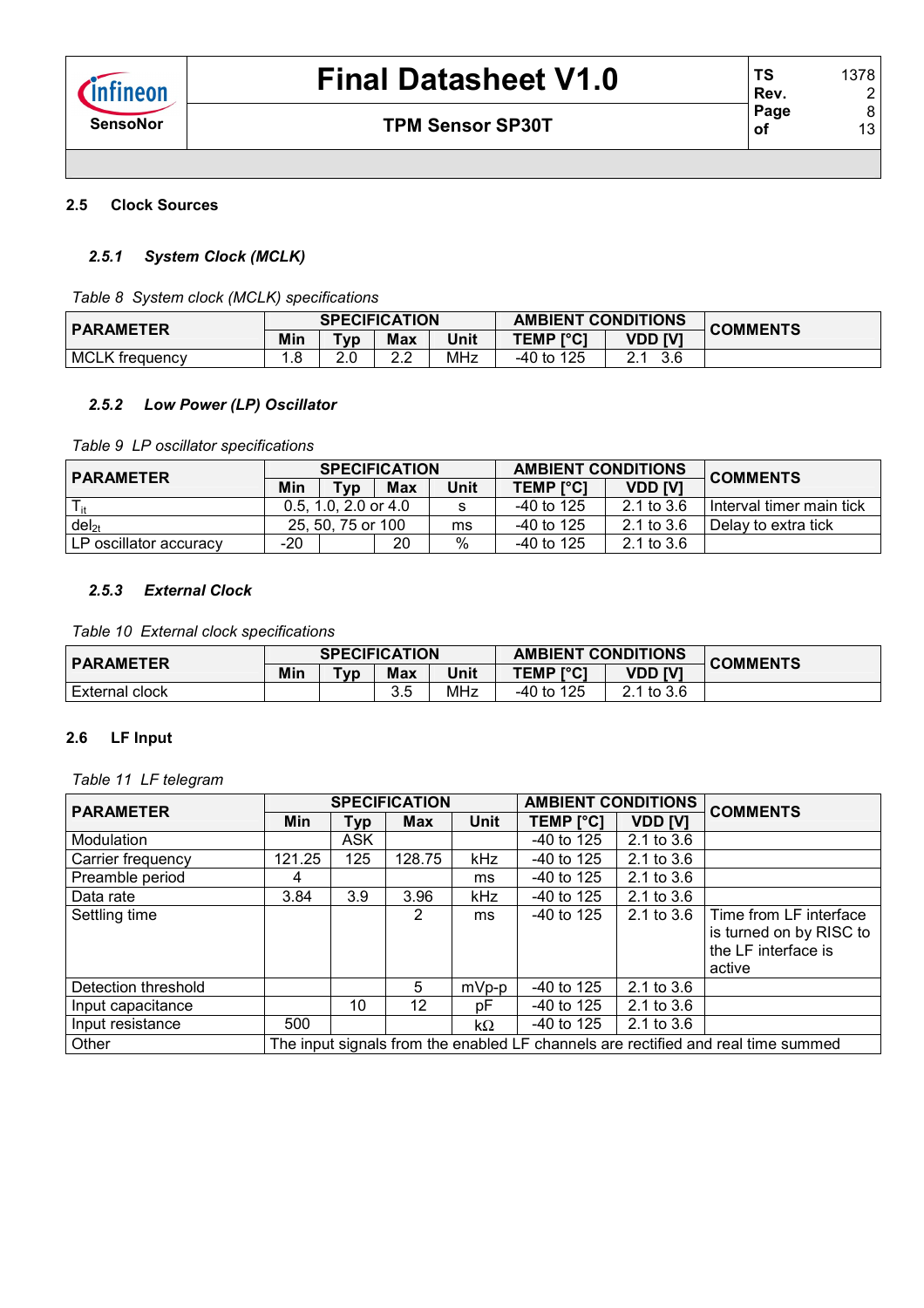## 2.5 Clock Sources

### 2.5.1 System Clock (MCLK)

*Table 8 System clock (MCLK) specifications*

| PARAMETER | SPECIFICATION | | | | AMBIENT CONDITIONS | | COMMENTS |
|---|---|---|---|---|---|---|---|
| | Min | Typ | Max | Unit | TEMP [°C] | VDD [V] | |
| MCLK frequency | 1.8 | 2.0 | 2.2 | MHz | -40 to 125 | 2.1 3.6 | |

### 2.5.2 Low Power (LP) Oscillator

*Table 9 LP oscillator specifications*

| PARAMETER | SPECIFICATION | | | | AMBIENT CONDITIONS | | COMMENTS |
|---|---|---|---|---|---|---|---|
| | Min | Typ | Max | Unit | TEMP [°C] | VDD [V] | |
| $T_{it}$ | 0.5, 1.0, 2.0 or 4.0 | | | s | -40 to 125 | 2.1 to 3.6 | Interval timer main tick |
| $del_{2t}$ | 25, 50, 75 or 100 | | | ms | -40 to 125 | 2.1 to 3.6 | Delay to extra tick |
| LP oscillator accuracy | -20 | | 20 | % | -40 to 125 | 2.1 to 3.6 | |

### 2.5.3 External Clock

*Table 10 External clock specifications*

| PARAMETER | SPECIFICATION | | | | AMBIENT CONDITIONS | | COMMENTS |
|---|---|---|---|---|---|---|---|
| | Min | Typ | Max | Unit | TEMP [°C] | VDD [V] | |
| External clock | | | 3.5 | MHz | -40 to 125 | 2.1 to 3.6 | |

## 2.6 LF Input

*Table 11 LF telegram*

| PARAMETER | SPECIFICATION | | | | AMBIENT CONDITIONS | | COMMENTS |
|---|---|---|---|---|---|---|---|
| | Min | Typ | Max | Unit | TEMP [°C] | VDD [V] | |
| Modulation | | ASK | | | -40 to 125 | 2.1 to 3.6 | |
| Carrier frequency | 121.25 | 125 | 128.75 | kHz | -40 to 125 | 2.1 to 3.6 | |
| Preamble period | 4 | | | ms | -40 to 125 | 2.1 to 3.6 | |
| Data rate | 3.84 | 3.9 | 3.96 | kHz | -40 to 125 | 2.1 to 3.6 | |
| Settling time | | | 2 | ms | -40 to 125 | 2.1 to 3.6 | Time from LF interface is turned on by RISC to the LF interface is active |
| Detection threshold | | | 5 | mVp-p | -40 to 125 | 2.1 to 3.6 | |
| Input capacitance | | 10 | 12 | pF | -40 to 125 | 2.1 to 3.6 | |
| Input resistance | 500 | | | kΩ | -40 to 125 | 2.1 to 3.6 | |
| Other | The input signals from the enabled LF channels are rectified and real time summed | | | | | | |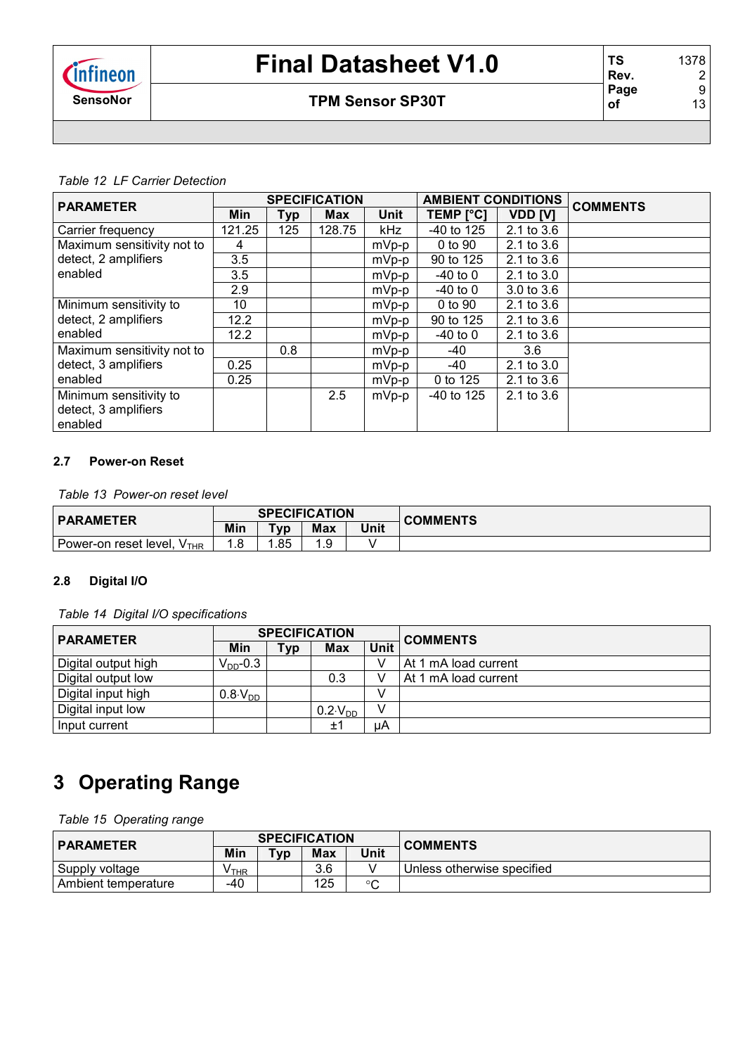*Table 12 LF Carrier Detection*

| PARAMETER | SPECIFICATION | | | | AMBIENT CONDITIONS | | COMMENTS |
|---|---|---|---|---|---|---|---|
| | Min | Typ | Max | Unit | TEMP [°C] | VDD [V] | |
| Carrier frequency | 121.25 | 125 | 128.75 | kHz | -40 to 125 | 2.1 to 3.6 | |
| Maximum sensitivity not to detect, 2 amplifiers enabled | 4 | | | mVp-p | 0 to 90 | 2.1 to 3.6 | |
| | 3.5 | | | mVp-p | 90 to 125 | 2.1 to 3.6 | |
| | 3.5 | | | mVp-p | -40 to 0 | 2.1 to 3.0 | |
| | 2.9 | | | mVp-p | -40 to 0 | 3.0 to 3.6 | |
| Minimum sensitivity to detect, 2 amplifiers enabled | 10 | | | mVp-p | 0 to 90 | 2.1 to 3.6 | |
| | 12.2 | | | mVp-p | 90 to 125 | 2.1 to 3.6 | |
| | 12.2 | | | mVp-p | -40 to 0 | 2.1 to 3.6 | |
| Maximum sensitivity not to detect, 3 amplifiers enabled | | 0.8 | | mVp-p | -40 | 3.6 | |
| | 0.25 | | | mVp-p | -40 | 2.1 to 3.0 | |
| | 0.25 | | | mVp-p | 0 to 125 | 2.1 to 3.6 | |
| Minimum sensitivity to detect, 3 amplifiers enabled | | | 2.5 | mVp-p | -40 to 125 | 2.1 to 3.6 | |

### 2.7 Power-on Reset

*Table 13 Power-on reset level*

| PARAMETER | SPECIFICATION | | | | COMMENTS |
|---|---|---|---|---|---|
| | Min | Typ | Max | Unit | |
| Power-on reset level, $V_{THR}$ | 1.8 | 1.85 | 1.9 | V | |

### 2.8 Digital I/O

*Table 14 Digital I/O specifications*

| PARAMETER | SPECIFICATION | | | | COMMENTS |
|---|---|---|---|---|---|
| | Min | Typ | Max | Unit | |
| Digital output high | $V_{DD}$-0.3 | | | V | At 1 mA load current |
| Digital output low | | | 0.3 | V | At 1 mA load current |
| Digital input high | $0.8 \cdot V_{DD}$ | | | V | |
| Digital input low | | | $0.2 \cdot V_{DD}$ | V | |
| Input current | | | ±1 | µA | |

# 3 Operating Range

*Table 15 Operating range*

| PARAMETER | SPECIFICATION | | | | COMMENTS |
|---|---|---|---|---|---|
| | Min | Typ | Max | Unit | |
| Supply voltage | $V_{THR}$ | | 3.6 | V | Unless otherwise specified |
| Ambient temperature | -40 | | 125 | °C | |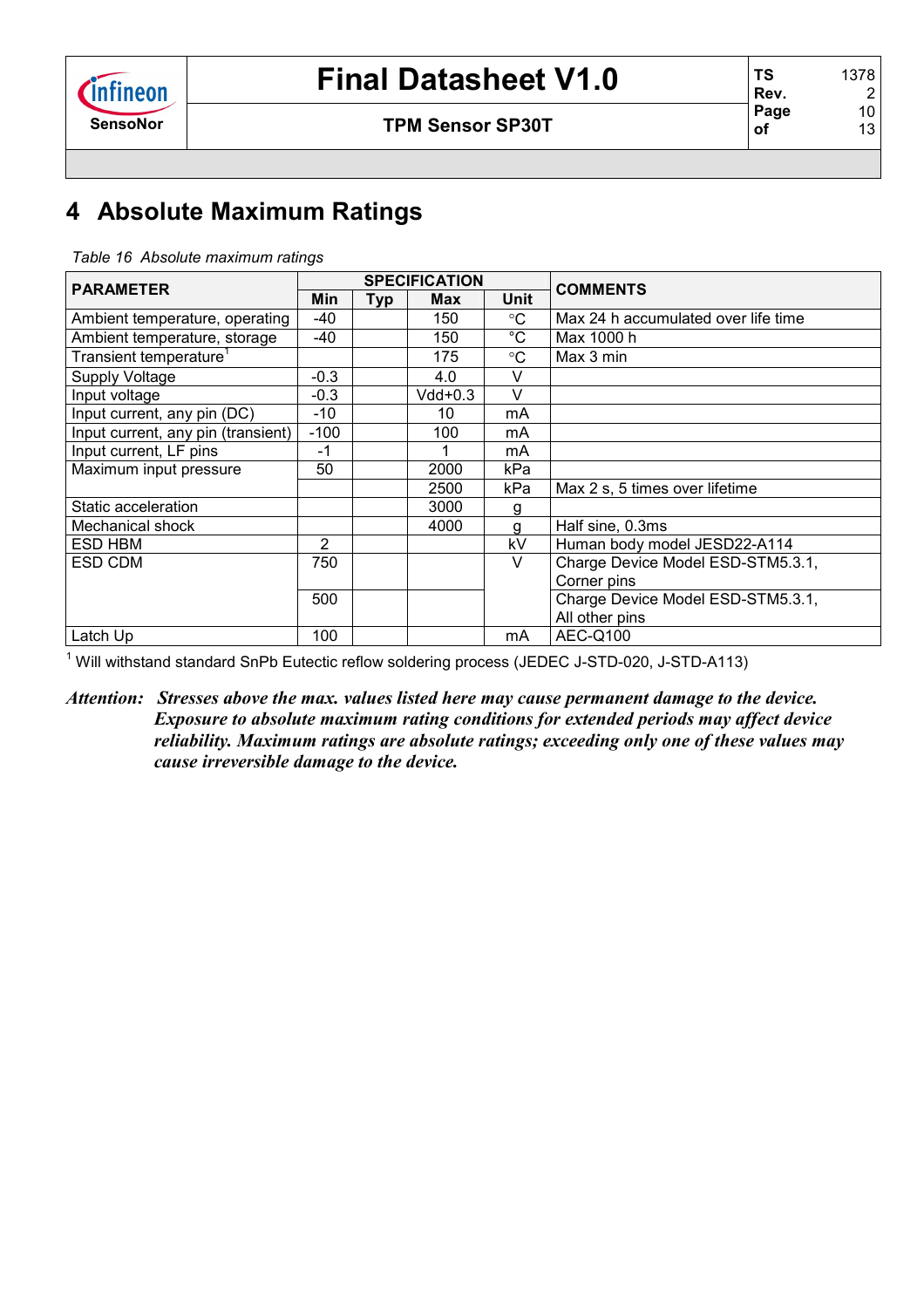# 4 Absolute Maximum Ratings

*Table 16 Absolute maximum ratings*

| PARAMETER | SPECIFICATION | | | | COMMENTS |
|---|---|---|---|---|---|
| | Min | Typ | Max | Unit | |
| Ambient temperature, operating | -40 | | 150 | °C | Max 24 h accumulated over life time |
| Ambient temperature, storage | -40 | | 150 | °C | Max 1000 h |
| Transient temperature[1] | | | 175 | °C | Max 3 min |
| Supply Voltage | -0.3 | | 4.0 | V | |
| Input voltage | -0.3 | | Vdd+0.3 | V | |
| Input current, any pin (DC) | -10 | | 10 | mA | |
| Input current, any pin (transient) | -100 | | 100 | mA | |
| Input current, LF pins | -1 | | 1 | mA | |
| Maximum input pressure | 50 | | 2000 | kPa | |
| | | | 2500 | kPa | Max 2 s, 5 times over lifetime |
| Static acceleration | | | 3000 | g | |
| Mechanical shock | | | 4000 | g | Half sine, 0.3ms |
| ESD HBM | 2 | | | kV | Human body model JESD22-A114 |
| ESD CDM | 750 | | | V | Charge Device Model ESD-STM5.3.1, Corner pins |
| | 500 | | | | Charge Device Model ESD-STM5.3.1, All other pins |
| Latch Up | 100 | | | mA | AEC-Q100 |

[1] Will withstand standard SnPb Eutectic reflow soldering process (JEDEC J-STD-020, J-STD-A113)

***Attention:** Stresses above the max. values listed here may cause permanent damage to the device. Exposure to absolute maximum rating conditions for extended periods may affect device reliability. Maximum ratings are absolute ratings; exceeding only one of these values may cause irreversible damage to the device.*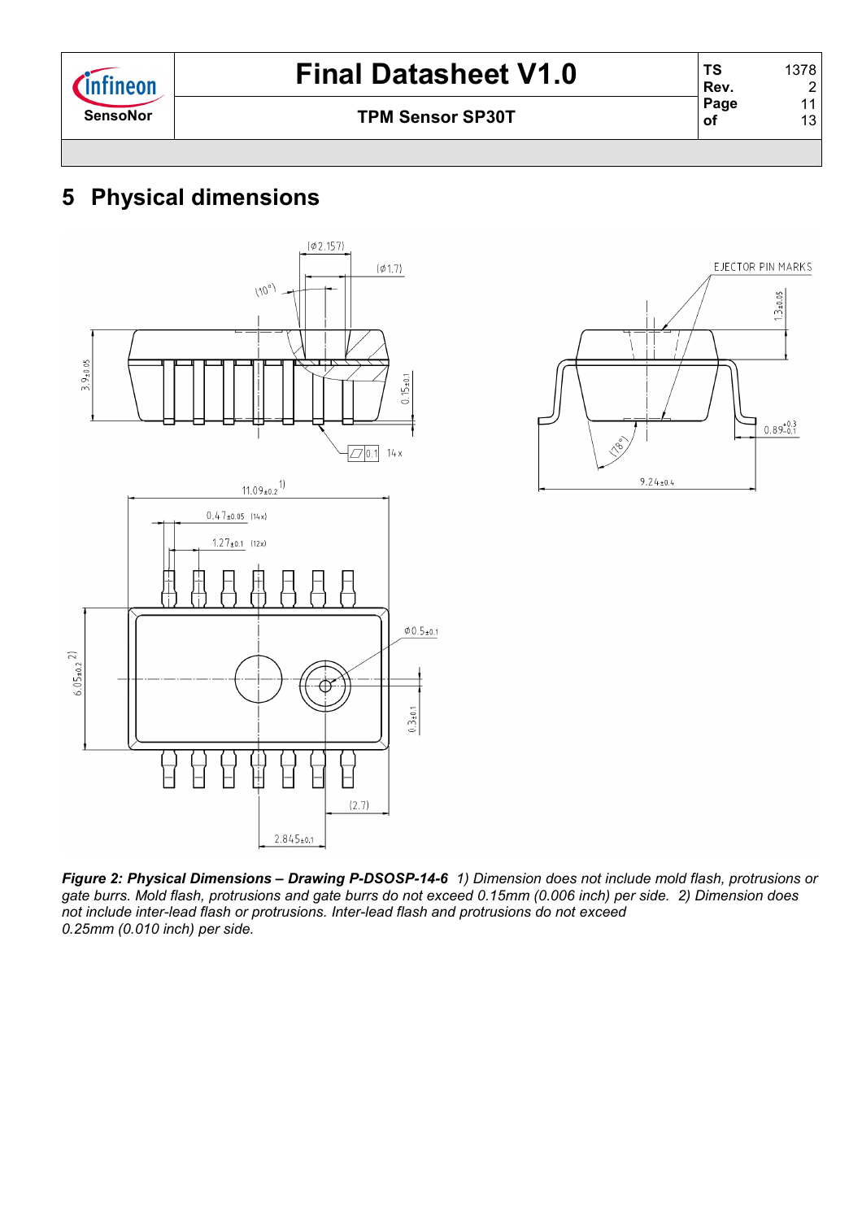# 5 Physical dimensions

*Figure 2: Physical Dimensions – Drawing P-DSOSP-14-6*  *1) Dimension does not include mold flash, protrusions or gate burrs. Mold flash, protrusions and gate burrs do not exceed 0.15mm (0.006 inch) per side. 2) Dimension does not include inter-lead flash or protrusions. Inter-lead flash and protrusions do not exceed 0.25mm (0.010 inch) per side.*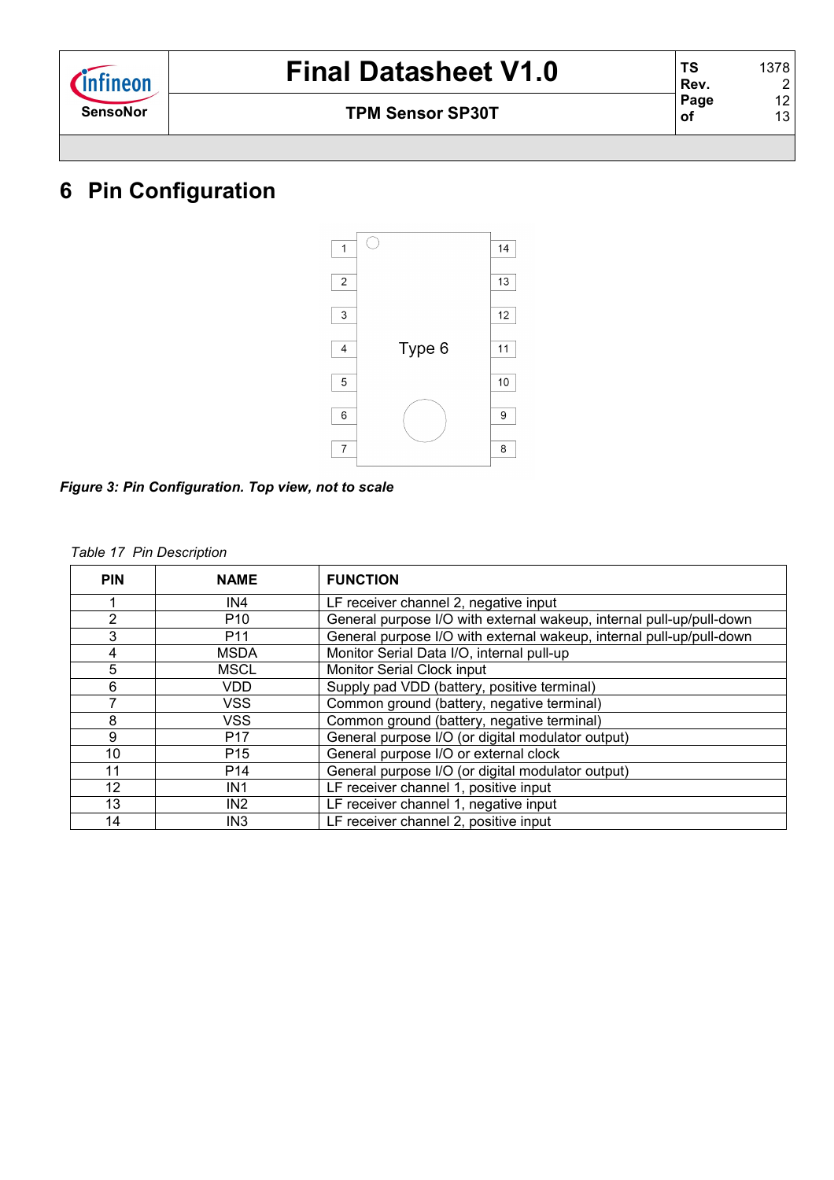# 6 Pin Configuration

*Figure 3: Pin Configuration. Top view, not to scale*

*Table 17 Pin Description*

| PIN | NAME | FUNCTION |
|---|---|---|
| 1 | IN4 | LF receiver channel 2, negative input |
| 2 | P10 | General purpose I/O with external wakeup, internal pull-up/pull-down |
| 3 | P11 | General purpose I/O with external wakeup, internal pull-up/pull-down |
| 4 | MSDA | Monitor Serial Data I/O, internal pull-up |
| 5 | MSCL | Monitor Serial Clock input |
| 6 | VDD | Supply pad VDD (battery, positive terminal) |
| 7 | VSS | Common ground (battery, negative terminal) |
| 8 | VSS | Common ground (battery, negative terminal) |
| 9 | P17 | General purpose I/O (or digital modulator output) |
| 10 | P15 | General purpose I/O or external clock |
| 11 | P14 | General purpose I/O (or digital modulator output) |
| 12 | IN1 | LF receiver channel 1, positive input |
| 13 | IN2 | LF receiver channel 1, negative input |
| 14 | IN3 | LF receiver channel 2, positive input |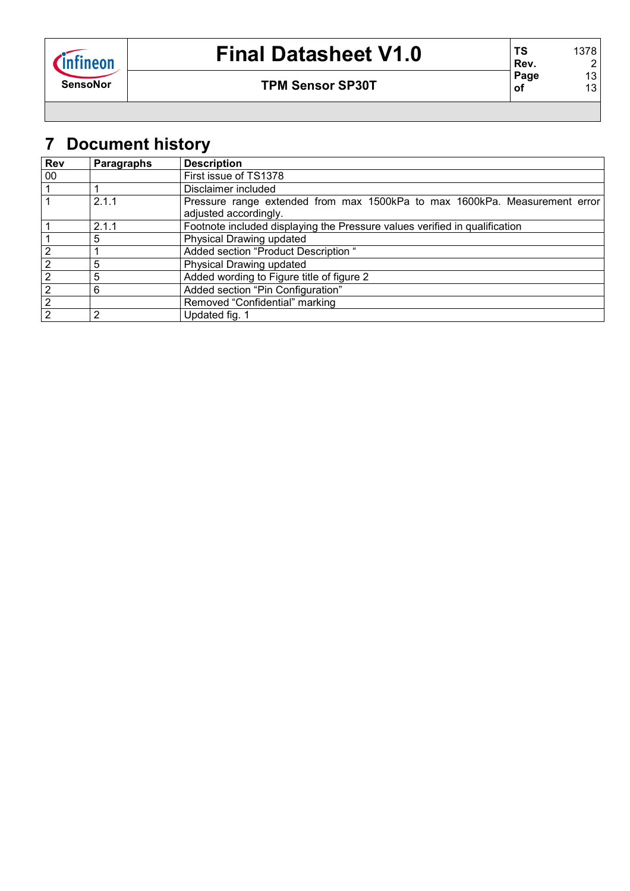# 7 Document history

| Rev | Paragraphs | Description |
|---|---|---|
| 00 | | First issue of TS1378 |
| 1 | 1 | Disclaimer included |
| 1 | 2.1.1 | Pressure range extended from max 1500kPa to max 1600kPa. Measurement error adjusted accordingly. |
| 1 | 2.1.1 | Footnote included displaying the Pressure values verified in qualification |
| 1 | 5 | Physical Drawing updated |
| 2 | 1 | Added section "Product Description " |
| 2 | 5 | Physical Drawing updated |
| 2 | 5 | Added wording to Figure title of figure 2 |
| 2 | 6 | Added section "Pin Configuration" |
| 2 | | Removed "Confidential" marking |
| 2 | 2 | Updated fig. 1 |